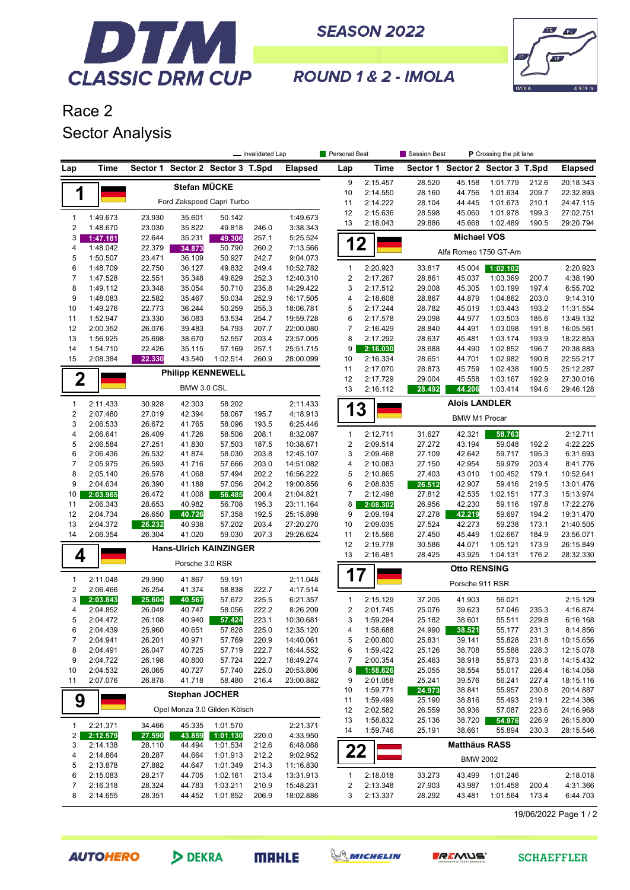# DTM CLASSIC DRM CUP

SEASON 2022

ROUND 1 & 2 - IMOLA

## Race 2

## Sector Analysis

Legend: Invalidated Lap | Personal Best | Session Best | P Crossing the pit lane

### 1 — Stefan MÜCKE — Ford Zakspeed Capri Turbo

| Lap | Time | Sector 1 | Sector 2 | Sector 3 | T.Spd | Elapsed |
|---|---|---|---|---|---|---|
| 1 | 1:49.673 | 23.930 | 35.601 | 50.142 | | 1:49.673 |
| 2 | 1:48.670 | 23.030 | 35.822 | 49.818 | 246.0 | 3:38.343 |
| 3 | 1:47.181 | 22.644 | 35.231 | 49.306 | 257.1 | 5:25.524 |
| 4 | 1:48.042 | 22.379 | 34.873 | 50.790 | 260.2 | 7:13.566 |
| 5 | 1:50.507 | 23.471 | 36.109 | 50.927 | 242.7 | 9:04.073 |
| 6 | 1:48.709 | 22.750 | 36.127 | 49.832 | 249.4 | 10:52.782 |
| 7 | 1:47.528 | 22.551 | 35.348 | 49.629 | 252.3 | 12:40.310 |
| 8 | 1:49.112 | 23.348 | 35.054 | 50.710 | 235.8 | 14:29.422 |
| 9 | 1:48.083 | 22.582 | 35.467 | 50.034 | 252.9 | 16:17.505 |
| 10 | 1:49.276 | 22.773 | 36.244 | 50.259 | 255.3 | 18:06.781 |
| 11 | 1:52.947 | 23.330 | 36.083 | 53.534 | 254.7 | 19:59.728 |
| 12 | 2:00.352 | 26.076 | 39.483 | 54.793 | 207.7 | 22:00.080 |
| 13 | 1:56.925 | 25.698 | 38.670 | 52.557 | 203.4 | 23:57.005 |
| 14 | 1:54.710 | 22.426 | 35.115 | 57.169 | 257.1 | 25:51.715 |
| 15 | 2:08.384 | 22.330 | 43.540 | 1:02.514 | 260.9 | 28:00.099 |

### 2 — Philipp KENNEWELL — BMW 3.0 CSL

| Lap | Time | Sector 1 | Sector 2 | Sector 3 | T.Spd | Elapsed |
|---|---|---|---|---|---|---|
| 1 | 2:11.433 | 30.928 | 42.303 | 58.202 | | 2:11.433 |
| 2 | 2:07.480 | 27.019 | 42.394 | 58.067 | 195.7 | 4:18.913 |
| 3 | 2:06.533 | 26.672 | 41.765 | 58.096 | 193.5 | 6:25.446 |
| 4 | 2:06.641 | 26.409 | 41.726 | 58.506 | 208.1 | 8:32.087 |
| 5 | 2:06.584 | 27.251 | 41.830 | 57.503 | 187.5 | 10:38.671 |
| 6 | 2:06.436 | 26.532 | 41.874 | 58.030 | 203.8 | 12:45.107 |
| 7 | 2:05.975 | 26.593 | 41.716 | 57.666 | 203.0 | 14:51.082 |
| 8 | 2:05.140 | 26.578 | 41.068 | 57.494 | 202.2 | 16:56.222 |
| 9 | 2:04.634 | 26.390 | 41.188 | 57.056 | 204.2 | 19:00.856 |
| 10 | 2:03.965 | 26.472 | 41.008 | 56.485 | 200.4 | 21:04.821 |
| 11 | 2:06.343 | 28.653 | 40.982 | 56.708 | 195.3 | 23:11.164 |
| 12 | 2:04.734 | 26.650 | 40.726 | 57.358 | 192.5 | 25:15.898 |
| 13 | 2:04.372 | 26.232 | 40.938 | 57.202 | 203.4 | 27:20.270 |
| 14 | 2:06.354 | 26.304 | 41.020 | 59.030 | 207.3 | 29:26.624 |

### 4 — Hans-Ulrich KAINZINGER — Porsche 3.0 RSR

| Lap | Time | Sector 1 | Sector 2 | Sector 3 | T.Spd | Elapsed |
|---|---|---|---|---|---|---|
| 1 | 2:11.048 | 29.990 | 41.867 | 59.191 | | 2:11.048 |
| 2 | 2:06.466 | 26.254 | 41.374 | 58.838 | 222.7 | 4:17.514 |
| 3 | 2:03.843 | 25.604 | 40.567 | 57.672 | 225.5 | 6:21.357 |
| 4 | 2:04.852 | 26.049 | 40.747 | 58.056 | 222.2 | 8:26.209 |
| 5 | 2:04.472 | 26.108 | 40.940 | 57.424 | 223.1 | 10:30.681 |
| 6 | 2:04.439 | 25.960 | 40.651 | 57.828 | 225.0 | 12:35.120 |
| 7 | 2:04.941 | 26.201 | 40.971 | 57.769 | 220.9 | 14:40.061 |
| 8 | 2:04.491 | 26.047 | 40.725 | 57.719 | 222.7 | 16:44.552 |
| 9 | 2:04.722 | 26.198 | 40.800 | 57.724 | 222.7 | 18:49.274 |
| 10 | 2:04.532 | 26.065 | 40.727 | 57.740 | 225.0 | 20:53.806 |
| 11 | 2:07.076 | 26.878 | 41.718 | 58.480 | 216.4 | 23:00.882 |

### 9 — Stephan JOCHER — Opel Monza 3.0 Gilden Kölsch

| Lap | Time | Sector 1 | Sector 2 | Sector 3 | T.Spd | Elapsed |
|---|---|---|---|---|---|---|
| 1 | 2:21.371 | 34.466 | 45.335 | 1:01.570 | | 2:21.371 |
| 2 | 2:12.579 | 27.590 | 43.859 | 1:01.130 | 220.0 | 4:33.950 |
| 3 | 2:14.138 | 28.110 | 44.494 | 1:01.534 | 212.6 | 6:48.088 |
| 4 | 2:14.864 | 28.287 | 44.664 | 1:01.913 | 212.2 | 9:02.952 |
| 5 | 2:13.878 | 27.882 | 44.647 | 1:01.349 | 214.3 | 11:16.830 |
| 6 | 2:15.083 | 28.217 | 44.705 | 1:02.161 | 213.4 | 13:31.913 |
| 7 | 2:16.318 | 28.324 | 44.783 | 1:03.211 | 210.9 | 15:48.231 |
| 8 | 2:14.655 | 28.351 | 44.452 | 1:01.852 | 206.9 | 18:02.886 |
| 9 | 2:15.457 | 28.520 | 45.158 | 1:01.779 | 212.6 | 20:18.343 |
| 10 | 2:14.550 | 28.160 | 44.756 | 1:01.634 | 209.7 | 22:32.893 |
| 11 | 2:14.222 | 28.104 | 44.445 | 1:01.673 | 210.1 | 24:47.115 |
| 12 | 2:15.636 | 28.598 | 45.060 | 1:01.978 | 199.3 | 27:02.751 |
| 13 | 2:18.043 | 29.886 | 45.668 | 1:02.489 | 190.5 | 29:20.794 |

### 12 — Michael VOS — Alfa Romeo 1750 GT-Am

| Lap | Time | Sector 1 | Sector 2 | Sector 3 | T.Spd | Elapsed |
|---|---|---|---|---|---|---|
| 1 | 2:20.923 | 33.817 | 45.004 | 1:02.102 | | 2:20.923 |
| 2 | 2:17.267 | 28.861 | 45.037 | 1:03.369 | 200.7 | 4:38.190 |
| 3 | 2:17.512 | 29.008 | 45.305 | 1:03.199 | 197.4 | 6:55.702 |
| 4 | 2:18.608 | 28.867 | 44.879 | 1:04.862 | 203.0 | 9:14.310 |
| 5 | 2:17.244 | 28.782 | 45.019 | 1:03.443 | 193.2 | 11:31.554 |
| 6 | 2:17.578 | 29.098 | 44.977 | 1:03.503 | 185.6 | 13:49.132 |
| 7 | 2:16.429 | 28.840 | 44.491 | 1:03.098 | 191.8 | 16:05.561 |
| 8 | 2:17.292 | 28.637 | 45.481 | 1:03.174 | 193.9 | 18:22.853 |
| 9 | 2:16.030 | 28.688 | 44.490 | 1:02.852 | 196.7 | 20:38.883 |
| 10 | 2:16.334 | 28.651 | 44.701 | 1:02.982 | 190.8 | 22:55.217 |
| 11 | 2:17.070 | 28.873 | 45.759 | 1:02.438 | 190.5 | 25:12.287 |
| 12 | 2:17.729 | 29.004 | 45.558 | 1:03.167 | 192.9 | 27:30.016 |
| 13 | 2:16.112 | 28.492 | 44.206 | 1:03.414 | 194.6 | 29:46.128 |

### 13 — Alois LANDLER — BMW M1 Procar

| Lap | Time | Sector 1 | Sector 2 | Sector 3 | T.Spd | Elapsed |
|---|---|---|---|---|---|---|
| 1 | 2:12.711 | 31.627 | 42.321 | 58.763 | | 2:12.711 |
| 2 | 2:09.514 | 27.272 | 43.194 | 59.048 | 192.2 | 4:22.225 |
| 3 | 2:09.468 | 27.109 | 42.642 | 59.717 | 195.3 | 6:31.693 |
| 4 | 2:10.083 | 27.150 | 42.954 | 59.979 | 203.4 | 8:41.776 |
| 5 | 2:10.865 | 27.403 | 43.010 | 1:00.452 | 179.1 | 10:52.641 |
| 6 | 2:08.835 | 26.512 | 42.907 | 59.416 | 219.5 | 13:01.476 |
| 7 | 2:12.498 | 27.812 | 42.535 | 1:02.151 | 177.3 | 15:13.974 |
| 8 | 2:08.302 | 26.956 | 42.230 | 59.116 | 197.8 | 17:22.276 |
| 9 | 2:09.194 | 27.278 | 42.219 | 59.697 | 194.2 | 19:31.470 |
| 10 | 2:09.035 | 27.524 | 42.273 | 59.238 | 173.1 | 21:40.505 |
| 11 | 2:15.566 | 27.450 | 45.449 | 1:02.667 | 184.9 | 23:56.071 |
| 12 | 2:19.778 | 30.586 | 44.071 | 1:05.121 | 173.9 | 26:15.849 |
| 13 | 2:16.481 | 28.425 | 43.925 | 1:04.131 | 176.2 | 28:32.330 |

### 17 — Otto RENSING — Porsche 911 RSR

| Lap | Time | Sector 1 | Sector 2 | Sector 3 | T.Spd | Elapsed |
|---|---|---|---|---|---|---|
| 1 | 2:15.129 | 37.205 | 41.903 | 56.021 | | 2:15.129 |
| 2 | 2:01.745 | 25.076 | 39.623 | 57.046 | 235.3 | 4:16.874 |
| 3 | 1:59.294 | 25.182 | 38.601 | 55.511 | 229.8 | 6:16.168 |
| 4 | 1:58.688 | 24.990 | 38.521 | 55.177 | 231.3 | 8:14.856 |
| 5 | 2:00.800 | 25.831 | 39.141 | 55.828 | 231.8 | 10:15.656 |
| 6 | 1:59.422 | 25.126 | 38.708 | 55.588 | 228.3 | 12:15.078 |
| 7 | 2:00.354 | 25.463 | 38.918 | 55.973 | 231.8 | 14:15.432 |
| 8 | 1:58.626 | 25.055 | 38.554 | 55.017 | 226.4 | 16:14.058 |
| 9 | 2:01.058 | 25.241 | 39.576 | 56.241 | 227.4 | 18:15.116 |
| 10 | 1:59.771 | 24.973 | 38.841 | 55.957 | 230.8 | 20:14.887 |
| 11 | 1:59.499 | 25.190 | 38.816 | 55.493 | 219.1 | 22:14.386 |
| 12 | 2:02.582 | 26.559 | 38.936 | 57.087 | 223.6 | 24:16.968 |
| 13 | 1:58.832 | 25.136 | 38.720 | 54.976 | 226.9 | 26:15.800 |
| 14 | 1:59.746 | 25.191 | 38.661 | 55.894 | 230.3 | 28:15.546 |

### 22 — Matthäus RASS — BMW 2002

| Lap | Time | Sector 1 | Sector 2 | Sector 3 | T.Spd | Elapsed |
|---|---|---|---|---|---|---|
| 1 | 2:18.018 | 33.273 | 43.499 | 1:01.246 | | 2:18.018 |
| 2 | 2:13.348 | 27.903 | 43.987 | 1:01.458 | 200.4 | 4:31.366 |
| 3 | 2:13.337 | 28.292 | 43.481 | 1:01.564 | 173.4 | 6:44.703 |

19/06/2022

AUTOHERO | DEKRA | MAHLE | MICHELIN | REMUS | SCHAEFFLER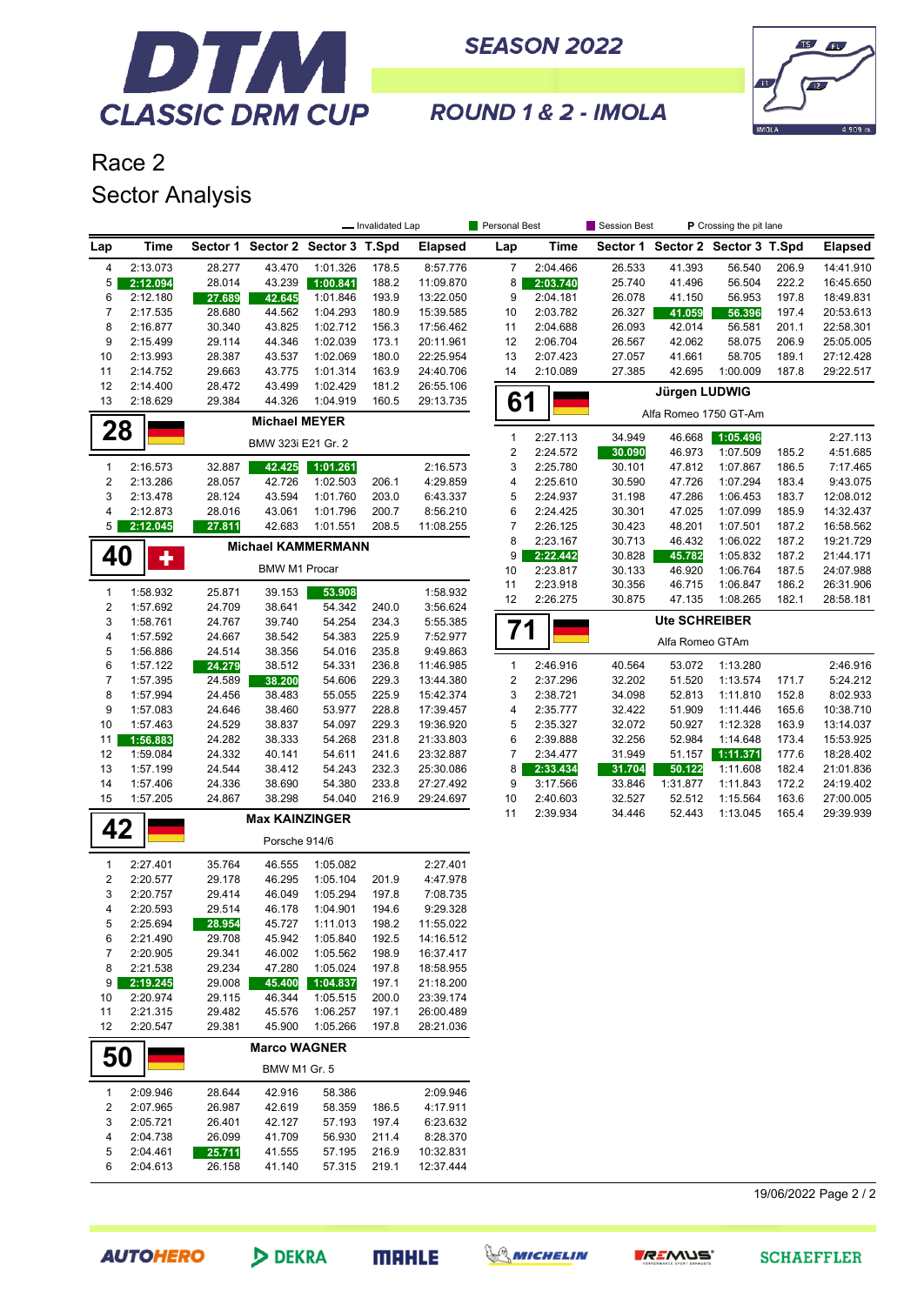# DTM CLASSIC DRM CUP

SEASON 2022

ROUND 1 & 2 - IMOLA

## Race 2

## Sector Analysis

— Invalidated Lap | Personal Best | Session Best | P Crossing the pit lane

| Lap | Time | Sector 1 | Sector 2 | Sector 3 | T.Spd | Elapsed |
|---|---|---|---|---|---|---|
| 4 | 2:13.073 | 28.277 | 43.470 | 1:01.326 | 178.5 | 8:57.776 |
| 5 | 2:12.094 | 28.014 | 43.239 | 1:00.841 | 188.2 | 11:09.870 |
| 6 | 2:12.180 | 27.689 | 42.645 | 1:01.846 | 193.9 | 13:22.050 |
| 7 | 2:17.535 | 28.680 | 44.562 | 1:04.293 | 180.9 | 15:39.585 |
| 8 | 2:16.877 | 30.340 | 43.825 | 1:02.712 | 156.3 | 17:56.462 |
| 9 | 2:15.499 | 29.114 | 44.346 | 1:02.039 | 173.1 | 20:11.961 |
| 10 | 2:13.993 | 28.387 | 43.537 | 1:02.069 | 180.0 | 22:25.954 |
| 11 | 2:14.752 | 29.663 | 43.775 | 1:01.314 | 163.9 | 24:40.706 |
| 12 | 2:14.400 | 28.472 | 43.499 | 1:02.429 | 181.2 | 26:55.106 |
| 13 | 2:18.629 | 29.384 | 44.326 | 1:04.919 | 160.5 | 29:13.735 |

### 28 — Michael MEYER
BMW 323i E21 Gr. 2

| Lap | Time | Sector 1 | Sector 2 | Sector 3 | T.Spd | Elapsed |
|---|---|---|---|---|---|---|
| 1 | 2:16.573 | 32.887 | 42.425 | 1:01.261 | | 2:16.573 |
| 2 | 2:13.286 | 28.057 | 42.726 | 1:02.503 | 206.1 | 4:29.859 |
| 3 | 2:13.478 | 28.124 | 43.594 | 1:01.760 | 203.0 | 6:43.337 |
| 4 | 2:12.873 | 28.016 | 43.061 | 1:01.796 | 200.7 | 8:56.210 |
| 5 | 2:12.045 | 27.811 | 42.683 | 1:01.551 | 208.5 | 11:08.255 |

### 40 — Michael KAMMERMANN
BMW M1 Procar

| Lap | Time | Sector 1 | Sector 2 | Sector 3 | T.Spd | Elapsed |
|---|---|---|---|---|---|---|
| 1 | 1:58.932 | 25.871 | 39.153 | 53.908 | | 1:58.932 |
| 2 | 1:57.692 | 24.709 | 38.641 | 54.342 | 240.0 | 3:56.624 |
| 3 | 1:58.761 | 24.767 | 39.740 | 54.254 | 234.3 | 5:55.385 |
| 4 | 1:57.592 | 24.667 | 38.542 | 54.383 | 225.9 | 7:52.977 |
| 5 | 1:56.886 | 24.514 | 38.356 | 54.016 | 235.8 | 9:49.863 |
| 6 | 1:57.122 | 24.279 | 38.512 | 54.331 | 236.8 | 11:46.985 |
| 7 | 1:57.395 | 24.589 | 38.200 | 54.606 | 229.3 | 13:44.380 |
| 8 | 1:57.994 | 24.456 | 38.483 | 55.055 | 225.9 | 15:42.374 |
| 9 | 1:57.083 | 24.646 | 38.460 | 53.977 | 228.8 | 17:39.457 |
| 10 | 1:57.463 | 24.529 | 38.837 | 54.097 | 229.3 | 19:36.920 |
| 11 | 1:56.883 | 24.282 | 38.333 | 54.268 | 231.8 | 21:33.803 |
| 12 | 1:59.084 | 24.332 | 40.141 | 54.611 | 241.6 | 23:32.887 |
| 13 | 1:57.199 | 24.544 | 38.412 | 54.243 | 232.3 | 25:30.086 |
| 14 | 1:57.406 | 24.336 | 38.690 | 54.380 | 233.8 | 27:27.492 |
| 15 | 1:57.205 | 24.867 | 38.298 | 54.040 | 216.9 | 29:24.697 |

### 42 — Max KAINZINGER
Porsche 914/6

| Lap | Time | Sector 1 | Sector 2 | Sector 3 | T.Spd | Elapsed |
|---|---|---|---|---|---|---|
| 1 | 2:27.401 | 35.764 | 46.555 | 1:05.082 | | 2:27.401 |
| 2 | 2:20.577 | 29.178 | 46.295 | 1:05.104 | 201.9 | 4:47.978 |
| 3 | 2:20.757 | 29.414 | 46.049 | 1:05.294 | 197.8 | 7:08.735 |
| 4 | 2:20.593 | 29.514 | 46.178 | 1:04.901 | 194.6 | 9:29.328 |
| 5 | 2:25.694 | 28.954 | 45.727 | 1:11.013 | 198.2 | 11:55.022 |
| 6 | 2:21.490 | 29.708 | 45.942 | 1:05.840 | 192.5 | 14:16.512 |
| 7 | 2:20.905 | 29.341 | 46.002 | 1:05.562 | 198.9 | 16:37.417 |
| 8 | 2:21.538 | 29.234 | 47.280 | 1:05.024 | 197.8 | 18:58.955 |
| 9 | 2:19.245 | 29.008 | 45.400 | 1:04.837 | 197.1 | 21:18.200 |
| 10 | 2:20.974 | 29.115 | 46.344 | 1:05.515 | 200.0 | 23:39.174 |
| 11 | 2:21.315 | 29.482 | 45.576 | 1:06.257 | 197.1 | 26:00.489 |
| 12 | 2:20.547 | 29.381 | 45.900 | 1:05.266 | 197.8 | 28:21.036 |

### 50 — Marco WAGNER
BMW M1 Gr. 5

| Lap | Time | Sector 1 | Sector 2 | Sector 3 | T.Spd | Elapsed |
|---|---|---|---|---|---|---|
| 1 | 2:09.946 | 28.644 | 42.916 | 58.386 | | 2:09.946 |
| 2 | 2:07.965 | 26.987 | 42.619 | 58.359 | 186.5 | 4:17.911 |
| 3 | 2:05.721 | 26.401 | 42.127 | 57.193 | 197.4 | 6:23.632 |
| 4 | 2:04.738 | 26.099 | 41.709 | 56.930 | 211.4 | 8:28.370 |
| 5 | 2:04.461 | 25.711 | 41.555 | 57.195 | 216.9 | 10:32.831 |
| 6 | 2:04.613 | 26.158 | 41.140 | 57.315 | 219.1 | 12:37.444 |
| 7 | 2:04.466 | 26.533 | 41.393 | 56.540 | 206.9 | 14:41.910 |
| 8 | 2:03.740 | 25.740 | 41.496 | 56.504 | 222.2 | 16:45.650 |
| 9 | 2:04.181 | 26.078 | 41.150 | 56.953 | 197.8 | 18:49.831 |
| 10 | 2:03.782 | 26.327 | 41.059 | 56.396 | 197.4 | 20:53.613 |
| 11 | 2:04.688 | 26.093 | 42.014 | 56.581 | 201.1 | 22:58.301 |
| 12 | 2:06.704 | 26.567 | 42.062 | 58.075 | 206.9 | 25:05.005 |
| 13 | 2:07.423 | 27.057 | 41.661 | 58.705 | 189.1 | 27:12.428 |
| 14 | 2:10.089 | 27.385 | 42.695 | 1:00.009 | 187.8 | 29:22.517 |

### 61 — Jürgen LUDWIG
Alfa Romeo 1750 GT-Am

| Lap | Time | Sector 1 | Sector 2 | Sector 3 | T.Spd | Elapsed |
|---|---|---|---|---|---|---|
| 1 | 2:27.113 | 34.949 | 46.668 | 1:05.496 | | 2:27.113 |
| 2 | 2:24.572 | 30.090 | 46.973 | 1:07.509 | 185.2 | 4:51.685 |
| 3 | 2:25.780 | 30.101 | 47.812 | 1:07.867 | 186.5 | 7:17.465 |
| 4 | 2:25.610 | 30.590 | 47.726 | 1:07.294 | 183.4 | 9:43.075 |
| 5 | 2:24.937 | 31.198 | 47.286 | 1:06.453 | 183.7 | 12:08.012 |
| 6 | 2:24.425 | 30.301 | 47.025 | 1:07.099 | 185.9 | 14:32.437 |
| 7 | 2:26.125 | 30.423 | 48.201 | 1:07.501 | 187.2 | 16:58.562 |
| 8 | 2:23.167 | 30.713 | 46.432 | 1:06.022 | 187.2 | 19:21.729 |
| 9 | 2:22.442 | 30.828 | 45.782 | 1:05.832 | 187.2 | 21:44.171 |
| 10 | 2:23.817 | 30.133 | 46.920 | 1:06.764 | 187.5 | 24:07.988 |
| 11 | 2:23.918 | 30.356 | 46.715 | 1:06.847 | 186.2 | 26:31.906 |
| 12 | 2:26.275 | 30.875 | 47.135 | 1:08.265 | 182.1 | 28:58.181 |

### 71 — Ute SCHREIBER
Alfa Romeo GTAm

| Lap | Time | Sector 1 | Sector 2 | Sector 3 | T.Spd | Elapsed |
|---|---|---|---|---|---|---|
| 1 | 2:46.916 | 40.564 | 53.072 | 1:13.280 | | 2:46.916 |
| 2 | 2:37.296 | 32.202 | 51.520 | 1:13.574 | 171.7 | 5:24.212 |
| 3 | 2:38.721 | 34.098 | 52.813 | 1:11.810 | 152.8 | 8:02.933 |
| 4 | 2:35.777 | 32.422 | 51.909 | 1:11.446 | 165.6 | 10:38.710 |
| 5 | 2:35.327 | 32.072 | 50.927 | 1:12.328 | 163.9 | 13:14.037 |
| 6 | 2:39.888 | 32.256 | 52.984 | 1:14.648 | 173.4 | 15:53.925 |
| 7 | 2:34.477 | 31.949 | 51.157 | 1:11.371 | 177.6 | 18:28.402 |
| 8 | 2:33.434 | 31.704 | 50.122 | 1:11.608 | 182.4 | 21:01.836 |
| 9 | 3:17.566 | 33.846 | 1:31.877 | 1:11.843 | 172.2 | 24:19.402 |
| 10 | 2:40.603 | 32.527 | 52.512 | 1:15.564 | 163.6 | 27:00.005 |
| 11 | 2:39.934 | 34.446 | 52.443 | 1:13.045 | 165.4 | 29:39.939 |

19/06/2022

AUTOHERO DEKRA MAHLE MICHELIN REMUS SCHAEFFLER